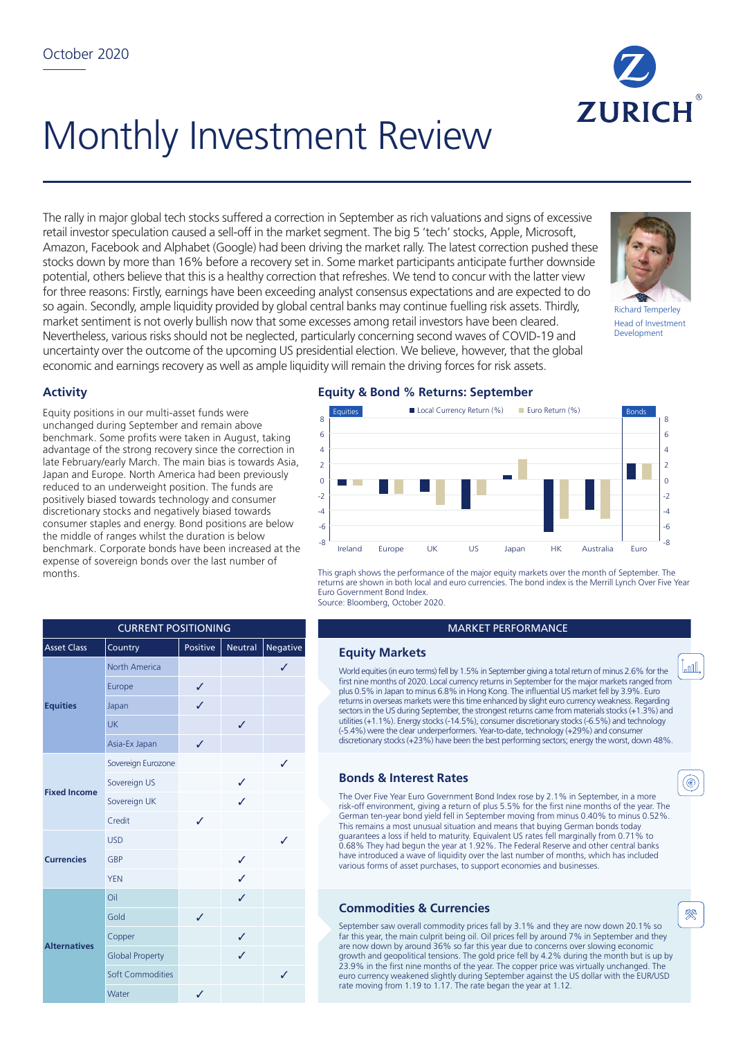October 2020

# Monthly Investment Review

ZURICH

The rally in major global tech stocks suffered a correction in September as rich valuations and signs of excessive retail investor speculation caused a sell-off in the market segment. The big 5 'tech' stocks, Apple, Microsoft, Amazon, Facebook and Alphabet (Google) had been driving the market rally. The latest correction pushed these stocks down by more than 16% before a recovery set in. Some market participants anticipate further downside potential, others believe that this is a healthy correction that refreshes. We tend to concur with the latter view for three reasons: Firstly, earnings have been exceeding analyst consensus expectations and are expected to do so again. Secondly, ample liquidity provided by global central banks may continue fuelling risk assets. Thirdly, market sentiment is not overly bullish now that some excesses among retail investors have been cleared. Nevertheless, various risks should not be neglected, particularly concerning second waves of COVID-19 and uncertainty over the outcome of the upcoming US presidential election. We believe, however, that the global economic and earnings recovery as well as ample liquidity will remain the driving forces for risk assets.

Richard Temperley
Head of Investment Development

## Activity

Equity positions in our multi-asset funds were unchanged during September and remain above benchmark. Some profits were taken in August, taking advantage of the strong recovery since the correction in late February/early March. The main bias is towards Asia, Japan and Europe. North America had been previously reduced to an underweight position. The funds are positively biased towards technology and consumer discretionary stocks and negatively biased towards consumer staples and energy. Bond positions are below the middle of ranges whilst the duration is below benchmark. Corporate bonds have been increased at the expense of sovereign bonds over the last number of months.

## Equity & Bond % Returns: September

Equities | Local Currency Return (%) | Euro Return (%) | Bonds

8, 6, 4, 2, 0, -2, -4, -6, -8

Ireland, Europe, UK, US, Japan, HK, Australia, Euro

This graph shows the performance of the major equity markets over the month of September. The returns are shown in both local and euro currencies. The bond index is the Merrill Lynch Over Five Year Euro Government Bond Index.
Source: Bloomberg, October 2020.

| CURRENT POSITIONING | | | | |
|---|---|---|---|---|
| Asset Class | Country | Positive | Neutral | Negative |
| **Equities** | North America | | | ✓ |
| | Europe | ✓ | | |
| | Japan | ✓ | | |
| | UK | | ✓ | |
| | Asia-Ex Japan | ✓ | | |
| **Fixed Income** | Sovereign Eurozone | | | ✓ |
| | Sovereign US | | ✓ | |
| | Sovereign UK | | ✓ | |
| | Credit | ✓ | | |
| **Currencies** | USD | | | ✓ |
| | GBP | | ✓ | |
| | YEN | | ✓ | |
| **Alternatives** | Oil | | ✓ | |
| | Gold | ✓ | | |
| | Copper | | ✓ | |
| | Global Property | | ✓ | |
| | Soft Commodities | | | ✓ |
| | Water | ✓ | | |

## MARKET PERFORMANCE

### Equity Markets

World equities (in euro terms) fell by 1.5% in September giving a total return of minus 2.6% for the first nine months of 2020. Local currency returns in September for the major markets ranged from plus 0.5% in Japan to minus 6.8% in Hong Kong. The influential US market fell by 3.9%. Euro returns in overseas markets were this time enhanced by slight euro currency weakness. Regarding sectors in the US during September, the strongest returns came from materials stocks (+1.3%) and utilities (+1.1%). Energy stocks (-14.5%), consumer discretionary stocks (-6.5%) and technology (-5.4%) were the clear underperformers. Year-to-date, technology (+29%) and consumer discretionary stocks (+23%) have been the best performing sectors; energy the worst, down 48%.

### Bonds & Interest Rates

The Over Five Year Euro Government Bond Index rose by 2.1% in September, in a more risk-off environment, giving a return of plus 5.5% for the first nine months of the year. The German ten-year bond yield fell in September moving from minus 0.40% to minus 0.52%. This remains a most unusual situation and means that buying German bonds today guarantees a loss if held to maturity. Equivalent US rates fell marginally from 0.71% to 0.68% They had begun the year at 1.92%. The Federal Reserve and other central banks have introduced a wave of liquidity over the last number of months, which has included various forms of asset purchases, to support economies and businesses.

### Commodities & Currencies

September saw overall commodity prices fall by 3.1% and they are now down 20.1% so far this year, the main culprit being oil. Oil prices fell by around 7% in September and they are now down by around 36% so far this year due to concerns over slowing economic growth and geopolitical tensions. The gold price fell by 4.2% during the month but is up by 23.9% in the first nine months of the year. The copper price was virtually unchanged. The euro currency weakened slightly during September against the US dollar with the EUR/USD rate moving from 1.19 to 1.17. The rate began the year at 1.12.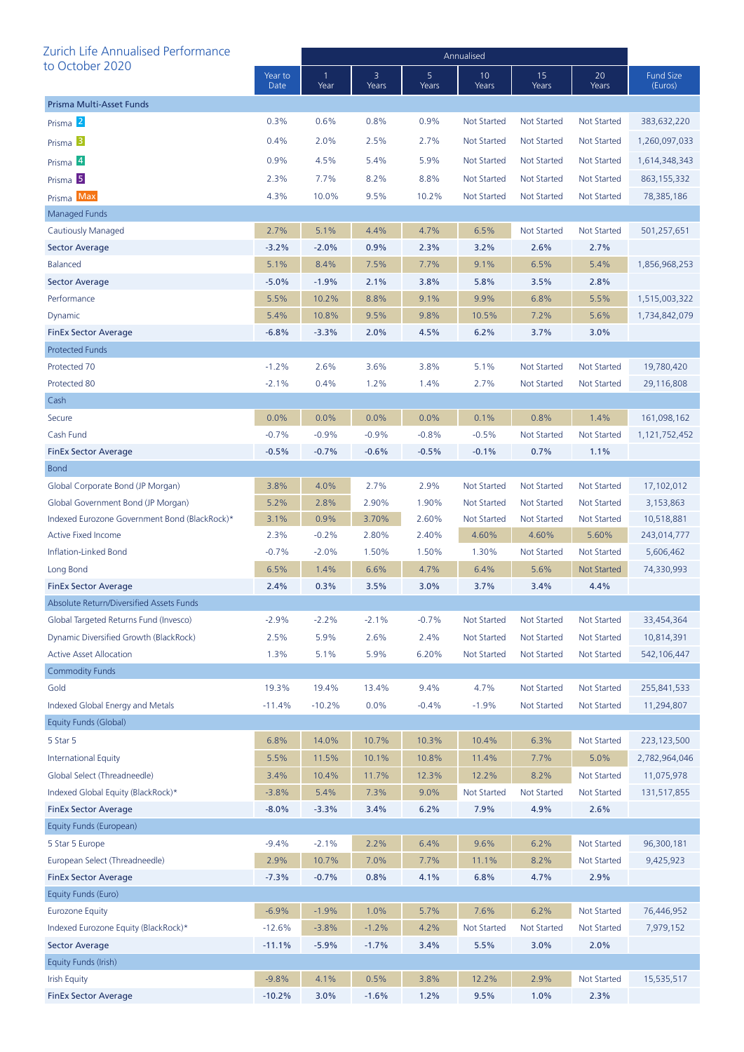## Zurich Life Annualised Performance to October 2020

| | Year to Date | Annualised | | | | | | Fund Size (Euros) |
|---|---|---|---|---|---|---|---|---|
| | | 1 Year | 3 Years | 5 Years | 10 Years | 15 Years | 20 Years | |
| **Prisma Multi-Asset Funds** | | | | | | | | |
| Prisma 2 | 0.3% | 0.6% | 0.8% | 0.9% | Not Started | Not Started | Not Started | 383,632,220 |
| Prisma 3 | 0.4% | 2.0% | 2.5% | 2.7% | Not Started | Not Started | Not Started | 1,260,097,033 |
| Prisma 4 | 0.9% | 4.5% | 5.4% | 5.9% | Not Started | Not Started | Not Started | 1,614,348,343 |
| Prisma 5 | 2.3% | 7.7% | 8.2% | 8.8% | Not Started | Not Started | Not Started | 863,155,332 |
| Prisma Max | 4.3% | 10.0% | 9.5% | 10.2% | Not Started | Not Started | Not Started | 78,385,186 |
| Managed Funds | | | | | | | | |
| Cautiously Managed | 2.7% | 5.1% | 4.4% | 4.7% | 6.5% | Not Started | Not Started | 501,257,651 |
| **Sector Average** | **-3.2%** | **-2.0%** | **0.9%** | **2.3%** | **3.2%** | **2.6%** | **2.7%** | |
| Balanced | 5.1% | 8.4% | 7.5% | 7.7% | 9.1% | 6.5% | 5.4% | 1,856,968,253 |
| **Sector Average** | **-5.0%** | **-1.9%** | **2.1%** | **3.8%** | **5.8%** | **3.5%** | **2.8%** | |
| Performance | 5.5% | 10.2% | 8.8% | 9.1% | 9.9% | 6.8% | 5.5% | 1,515,003,322 |
| Dynamic | 5.4% | 10.8% | 9.5% | 9.8% | 10.5% | 7.2% | 5.6% | 1,734,842,079 |
| **FinEx Sector Average** | **-6.8%** | **-3.3%** | **2.0%** | **4.5%** | **6.2%** | **3.7%** | **3.0%** | |
| Protected Funds | | | | | | | | |
| Protected 70 | -1.2% | 2.6% | 3.6% | 3.8% | 5.1% | Not Started | Not Started | 19,780,420 |
| Protected 80 | -2.1% | 0.4% | 1.2% | 1.4% | 2.7% | Not Started | Not Started | 29,116,808 |
| Cash | | | | | | | | |
| Secure | 0.0% | 0.0% | 0.0% | 0.0% | 0.1% | 0.8% | 1.4% | 161,098,162 |
| Cash Fund | -0.7% | -0.9% | -0.9% | -0.8% | -0.5% | Not Started | Not Started | 1,121,752,452 |
| **FinEx Sector Average** | **-0.5%** | **-0.7%** | **-0.6%** | **-0.5%** | **-0.1%** | **0.7%** | **1.1%** | |
| Bond | | | | | | | | |
| Global Corporate Bond (JP Morgan) | 3.8% | 4.0% | 2.7% | 2.9% | Not Started | Not Started | Not Started | 17,102,012 |
| Global Government Bond (JP Morgan) | 5.2% | 2.8% | 2.90% | 1.90% | Not Started | Not Started | Not Started | 3,153,863 |
| Indexed Eurozone Government Bond (BlackRock)* | 3.1% | 0.9% | 3.70% | 2.60% | Not Started | Not Started | Not Started | 10,518,881 |
| Active Fixed Income | 2.3% | -0.2% | 2.80% | 2.40% | 4.60% | 4.60% | 5.60% | 243,014,777 |
| Inflation-Linked Bond | -0.7% | -2.0% | 1.50% | 1.50% | 1.30% | Not Started | Not Started | 5,606,462 |
| Long Bond | 6.5% | 1.4% | 6.6% | 4.7% | 6.4% | 5.6% | Not Started | 74,330,993 |
| **FinEx Sector Average** | **2.4%** | **0.3%** | **3.5%** | **3.0%** | **3.7%** | **3.4%** | **4.4%** | |
| Absolute Return/Diversified Assets Funds | | | | | | | | |
| Global Targeted Returns Fund (Invesco) | -2.9% | -2.2% | -2.1% | -0.7% | Not Started | Not Started | Not Started | 33,454,364 |
| Dynamic Diversified Growth (BlackRock) | 2.5% | 5.9% | 2.6% | 2.4% | Not Started | Not Started | Not Started | 10,814,391 |
| Active Asset Allocation | 1.3% | 5.1% | 5.9% | 6.20% | Not Started | Not Started | Not Started | 542,106,447 |
| Commodity Funds | | | | | | | | |
| Gold | 19.3% | 19.4% | 13.4% | 9.4% | 4.7% | Not Started | Not Started | 255,841,533 |
| Indexed Global Energy and Metals | -11.4% | -10.2% | 0.0% | -0.4% | -1.9% | Not Started | Not Started | 11,294,807 |
| Equity Funds (Global) | | | | | | | | |
| 5 Star 5 | 6.8% | 14.0% | 10.7% | 10.3% | 10.4% | 6.3% | Not Started | 223,123,500 |
| International Equity | 5.5% | 11.5% | 10.1% | 10.8% | 11.4% | 7.7% | 5.0% | 2,782,964,046 |
| Global Select (Threadneedle) | 3.4% | 10.4% | 11.7% | 12.3% | 12.2% | 8.2% | Not Started | 11,075,978 |
| Indexed Global Equity (BlackRock)* | -3.8% | 5.4% | 7.3% | 9.0% | Not Started | Not Started | Not Started | 131,517,855 |
| **FinEx Sector Average** | **-8.0%** | **-3.3%** | **3.4%** | **6.2%** | **7.9%** | **4.9%** | **2.6%** | |
| Equity Funds (European) | | | | | | | | |
| 5 Star 5 Europe | -9.4% | -2.1% | 2.2% | 6.4% | 9.6% | 6.2% | Not Started | 96,300,181 |
| European Select (Threadneedle) | 2.9% | 10.7% | 7.0% | 7.7% | 11.1% | 8.2% | Not Started | 9,425,923 |
| **FinEx Sector Average** | **-7.3%** | **-0.7%** | **0.8%** | **4.1%** | **6.8%** | **4.7%** | **2.9%** | |
| Equity Funds (Euro) | | | | | | | | |
| Eurozone Equity | -6.9% | -1.9% | 1.0% | 5.7% | 7.6% | 6.2% | Not Started | 76,446,952 |
| Indexed Eurozone Equity (BlackRock)* | -12.6% | -3.8% | -1.2% | 4.2% | Not Started | Not Started | Not Started | 7,979,152 |
| **Sector Average** | **-11.1%** | **-5.9%** | **-1.7%** | **3.4%** | **5.5%** | **3.0%** | **2.0%** | |
| Equity Funds (Irish) | | | | | | | | |
| Irish Equity | -9.8% | 4.1% | 0.5% | 3.8% | 12.2% | 2.9% | Not Started | 15,535,517 |
| **FinEx Sector Average** | **-10.2%** | **3.0%** | **-1.6%** | **1.2%** | **9.5%** | **1.0%** | **2.3%** | |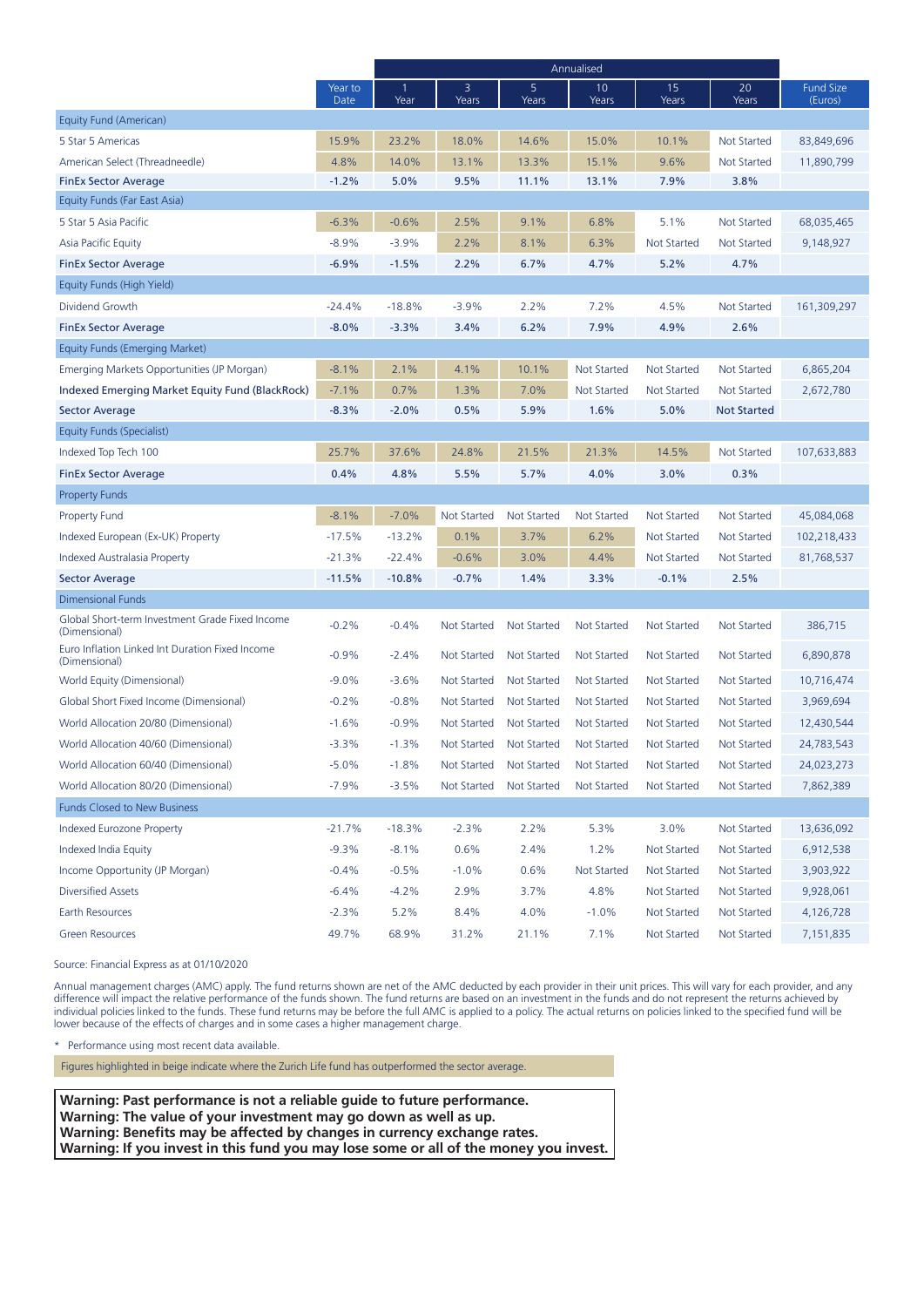| | | Annualised | | | | | | |
|---|---|---|---|---|---|---|---|---|
| | Year to Date | 1 Year | 3 Years | 5 Years | 10 Years | 15 Years | 20 Years | Fund Size (Euros) |
| Equity Fund (American) | | | | | | | | |
| 5 Star 5 Americas | 15.9% | 23.2% | 18.0% | 14.6% | 15.0% | 10.1% | Not Started | 83,849,696 |
| American Select (Threadneedle) | 4.8% | 14.0% | 13.1% | 13.3% | 15.1% | 9.6% | Not Started | 11,890,799 |
| **FinEx Sector Average** | **-1.2%** | **5.0%** | **9.5%** | **11.1%** | **13.1%** | **7.9%** | **3.8%** | |
| Equity Funds (Far East Asia) | | | | | | | | |
| 5 Star 5 Asia Pacific | -6.3% | -0.6% | 2.5% | 9.1% | 6.8% | 5.1% | Not Started | 68,035,465 |
| Asia Pacific Equity | -8.9% | -3.9% | 2.2% | 8.1% | 6.3% | Not Started | Not Started | 9,148,927 |
| **FinEx Sector Average** | **-6.9%** | **-1.5%** | **2.2%** | **6.7%** | **4.7%** | **5.2%** | **4.7%** | |
| Equity Funds (High Yield) | | | | | | | | |
| Dividend Growth | -24.4% | -18.8% | -3.9% | 2.2% | 7.2% | 4.5% | Not Started | 161,309,297 |
| **FinEx Sector Average** | **-8.0%** | **-3.3%** | **3.4%** | **6.2%** | **7.9%** | **4.9%** | **2.6%** | |
| Equity Funds (Emerging Market) | | | | | | | | |
| Emerging Markets Opportunities (JP Morgan) | -8.1% | 2.1% | 4.1% | 10.1% | Not Started | Not Started | Not Started | 6,865,204 |
| Indexed Emerging Market Equity Fund (BlackRock) | -7.1% | 0.7% | 1.3% | 7.0% | Not Started | Not Started | Not Started | 2,672,780 |
| **Sector Average** | **-8.3%** | **-2.0%** | **0.5%** | **5.9%** | **1.6%** | **5.0%** | **Not Started** | |
| Equity Funds (Specialist) | | | | | | | | |
| Indexed Top Tech 100 | 25.7% | 37.6% | 24.8% | 21.5% | 21.3% | 14.5% | Not Started | 107,633,883 |
| **FinEx Sector Average** | **0.4%** | **4.8%** | **5.5%** | **5.7%** | **4.0%** | **3.0%** | **0.3%** | |
| Property Funds | | | | | | | | |
| Property Fund | -8.1% | -7.0% | Not Started | Not Started | Not Started | Not Started | Not Started | 45,084,068 |
| Indexed European (Ex-UK) Property | -17.5% | -13.2% | 0.1% | 3.7% | 6.2% | Not Started | Not Started | 102,218,433 |
| Indexed Australasia Property | -21.3% | -22.4% | -0.6% | 3.0% | 4.4% | Not Started | Not Started | 81,768,537 |
| **Sector Average** | **-11.5%** | **-10.8%** | **-0.7%** | **1.4%** | **3.3%** | **-0.1%** | **2.5%** | |
| Dimensional Funds | | | | | | | | |
| Global Short-term Investment Grade Fixed Income (Dimensional) | -0.2% | -0.4% | Not Started | Not Started | Not Started | Not Started | Not Started | 386,715 |
| Euro Inflation Linked Int Duration Fixed Income (Dimensional) | -0.9% | -2.4% | Not Started | Not Started | Not Started | Not Started | Not Started | 6,890,878 |
| World Equity (Dimensional) | -9.0% | -3.6% | Not Started | Not Started | Not Started | Not Started | Not Started | 10,716,474 |
| Global Short Fixed Income (Dimensional) | -0.2% | -0.8% | Not Started | Not Started | Not Started | Not Started | Not Started | 3,969,694 |
| World Allocation 20/80 (Dimensional) | -1.6% | -0.9% | Not Started | Not Started | Not Started | Not Started | Not Started | 12,430,544 |
| World Allocation 40/60 (Dimensional) | -3.3% | -1.3% | Not Started | Not Started | Not Started | Not Started | Not Started | 24,783,543 |
| World Allocation 60/40 (Dimensional) | -5.0% | -1.8% | Not Started | Not Started | Not Started | Not Started | Not Started | 24,023,273 |
| World Allocation 80/20 (Dimensional) | -7.9% | -3.5% | Not Started | Not Started | Not Started | Not Started | Not Started | 7,862,389 |
| Funds Closed to New Business | | | | | | | | |
| Indexed Eurozone Property | -21.7% | -18.3% | -2.3% | 2.2% | 5.3% | 3.0% | Not Started | 13,636,092 |
| Indexed India Equity | -9.3% | -8.1% | 0.6% | 2.4% | 1.2% | Not Started | Not Started | 6,912,538 |
| Income Opportunity (JP Morgan) | -0.4% | -0.5% | -1.0% | 0.6% | Not Started | Not Started | Not Started | 3,903,922 |
| Diversified Assets | -6.4% | -4.2% | 2.9% | 3.7% | 4.8% | Not Started | Not Started | 9,928,061 |
| Earth Resources | -2.3% | 5.2% | 8.4% | 4.0% | -1.0% | Not Started | Not Started | 4,126,728 |
| Green Resources | 49.7% | 68.9% | 31.2% | 21.1% | 7.1% | Not Started | Not Started | 7,151,835 |

Source: Financial Express as at 01/10/2020

Annual management charges (AMC) apply. The fund returns shown are net of the AMC deducted by each provider in their unit prices. This will vary for each provider, and any difference will impact the relative performance of the funds shown. The fund returns are based on an investment in the funds and do not represent the returns achieved by individual policies linked to the funds. These fund returns may be before the full AMC is applied to a policy. The actual returns on policies linked to the specified fund will be lower because of the effects of charges and in some cases a higher management charge.

\* Performance using most recent data available.

Figures highlighted in beige indicate where the Zurich Life fund has outperformed the sector average.

**Warning: Past performance is not a reliable guide to future performance.**
**Warning: The value of your investment may go down as well as up.**
**Warning: Benefits may be affected by changes in currency exchange rates.**
**Warning: If you invest in this fund you may lose some or all of the money you invest.**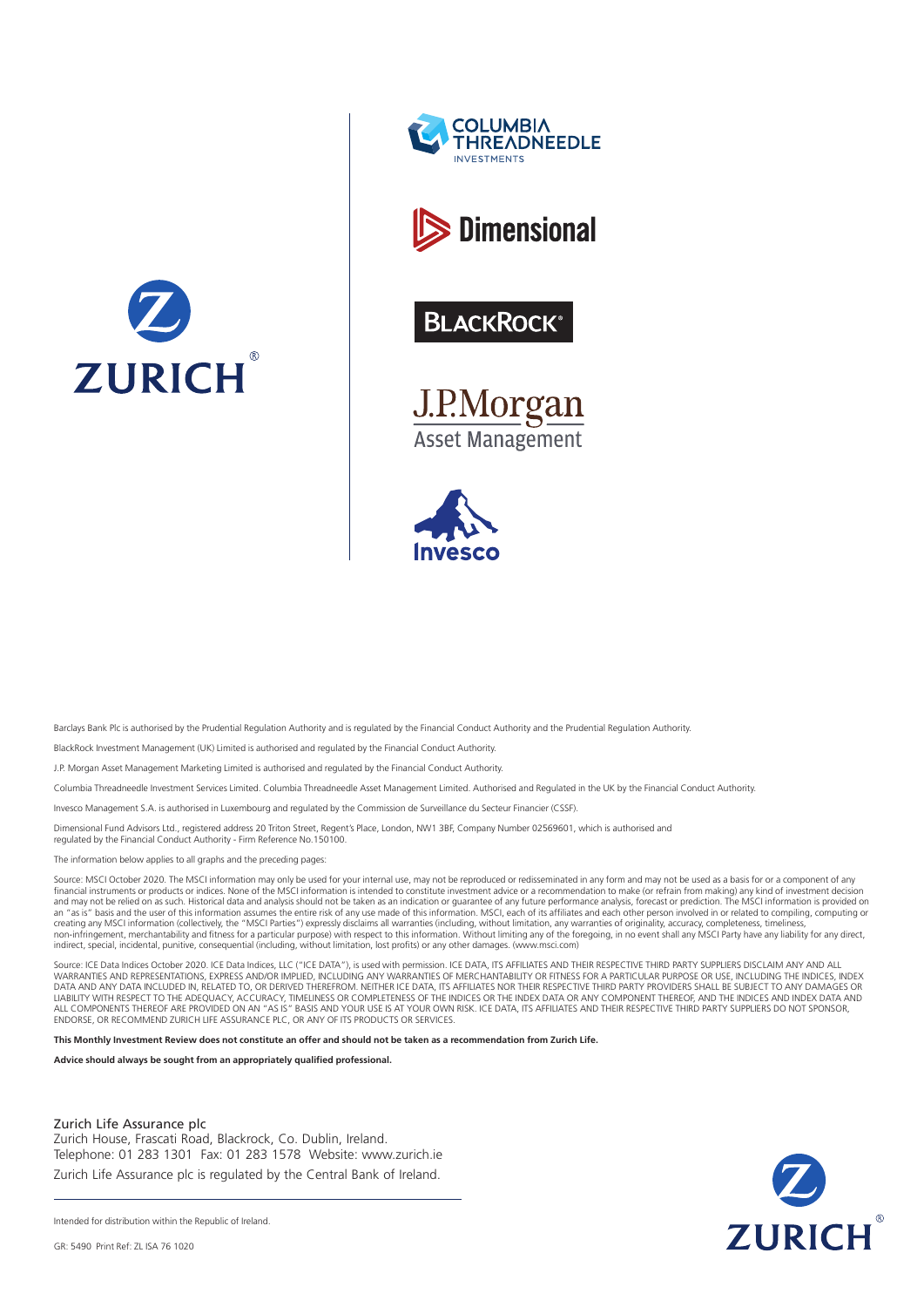Barclays Bank Plc is authorised by the Prudential Regulation Authority and is regulated by the Financial Conduct Authority and the Prudential Regulation Authority.

BlackRock Investment Management (UK) Limited is authorised and regulated by the Financial Conduct Authority.

J.P. Morgan Asset Management Marketing Limited is authorised and regulated by the Financial Conduct Authority.

Columbia Threadneedle Investment Services Limited. Columbia Threadneedle Asset Management Limited. Authorised and Regulated in the UK by the Financial Conduct Authority.

Invesco Management S.A. is authorised in Luxembourg and regulated by the Commission de Surveillance du Secteur Financier (CSSF).

Dimensional Fund Advisors Ltd., registered address 20 Triton Street, Regent's Place, London, NW1 3BF, Company Number 02569601, which is authorised and regulated by the Financial Conduct Authority - Firm Reference No.150100.

The information below applies to all graphs and the preceding pages:

Source: MSCI October 2020. The MSCI information may only be used for your internal use, may not be reproduced or redisseminated in any form and may not be used as a basis for or a component of any financial instruments or products or indices. None of the MSCI information is intended to constitute investment advice or a recommendation to make (or refrain from making) any kind of investment decision and may not be relied on as such. Historical data and analysis should not be taken as an indication or guarantee of any future performance analysis, forecast or prediction. The MSCI information is provided on an "as is" basis and the user of this information assumes the entire risk of any use made of this information. MSCI, each of its affiliates and each other person involved in or related to compiling, computing or creating any MSCI information (collectively, the "MSCI Parties") expressly disclaims all warranties (including, without limitation, any warranties of originality, accuracy, completeness, timeliness, non-infringement, merchantability and fitness for a particular purpose) with respect to this information. Without limiting any of the foregoing, in no event shall any MSCI Party have any liability for any direct, indirect, special, incidental, punitive, consequential (including, without limitation, lost profits) or any other damages. (www.msci.com)

Source: ICE Data Indices October 2020. ICE Data Indices, LLC ("ICE DATA"), is used with permission. ICE DATA, ITS AFFILIATES AND THEIR RESPECTIVE THIRD PARTY SUPPLIERS DISCLAIM ANY AND ALL WARRANTIES AND REPRESENTATIONS, EXPRESS AND/OR IMPLIED, INCLUDING ANY WARRANTIES OF MERCHANTABILITY OR FITNESS FOR A PARTICULAR PURPOSE OR USE, INCLUDING THE INDICES, INDEX DATA AND ANY DATA INCLUDED IN, RELATED TO, OR DERIVED THEREFROM. NEITHER ICE DATA, ITS AFFILIATES NOR THEIR RESPECTIVE THIRD PARTY PROVIDERS SHALL BE SUBJECT TO ANY DAMAGES OR LIABILITY WITH RESPECT TO THE ADEQUACY, ACCURACY, TIMELINESS OR COMPLETENESS OF THE INDICES OR THE INDEX DATA OR ANY COMPONENT THEREOF, AND THE INDICES AND INDEX DATA AND ALL COMPONENTS THEREOF ARE PROVIDED ON AN "AS IS" BASIS AND YOUR USE IS AT YOUR OWN RISK. ICE DATA, ITS AFFILIATES AND THEIR RESPECTIVE THIRD PARTY SUPPLIERS DO NOT SPONSOR, ENDORSE, OR RECOMMEND ZURICH LIFE ASSURANCE PLC, OR ANY OF ITS PRODUCTS OR SERVICES.

**This Monthly Investment Review does not constitute an offer and should not be taken as a recommendation from Zurich Life.**

**Advice should always be sought from an appropriately qualified professional.**

Zurich Life Assurance plc
Zurich House, Frascati Road, Blackrock, Co. Dublin, Ireland.
Telephone: 01 283 1301 Fax: 01 283 1578 Website: www.zurich.ie
Zurich Life Assurance plc is regulated by the Central Bank of Ireland.

Intended for distribution within the Republic of Ireland.

GR: 5490 Print Ref: ZL ISA 76 1020